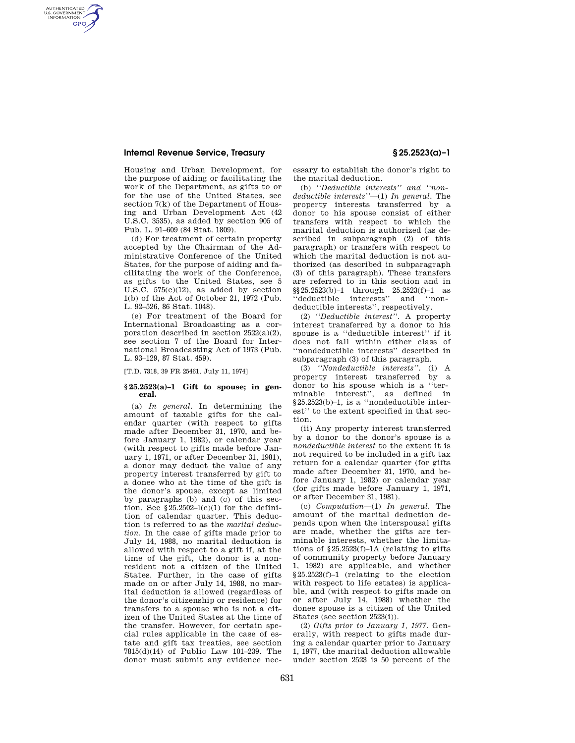Housing and Urban Development, for the purpose of aiding or facilitating the work of the Department, as gifts to or for the use of the United States, see section 7(k) of the Department of Housing and Urban Development Act (42 U.S.C. 3535), as added by section 905 of Pub. L. 91–609 (84 Stat. 1809).

(d) For treatment of certain property accepted by the Chairman of the Administrative Conference of the United States, for the purpose of aiding and facilitating the work of the Conference, as gifts to the United States, see 5 U.S.C. 575(c)(12), as added by section 1(b) of the Act of October 21, 1972 (Pub. L. 92–526, 86 Stat. 1048).

(e) For treatment of the Board for International Broadcasting as a corporation described in section 2522(a)(2), see section 7 of the Board for International Broadcasting Act of 1973 (Pub. L. 93–129, 87 Stat. 459).

[T.D. 7318, 39 FR 25461, July 11, 1974]

### § 25.2523(a)–1 Gift to spouse; in general.

(a) *In general.* In determining the amount of taxable gifts for the calendar quarter (with respect to gifts made after December 31, 1970, and before January 1, 1982), or calendar year (with respect to gifts made before January 1, 1971, or after December 31, 1981), a donor may deduct the value of any property interest transferred by gift to a donee who at the time of the gift is the donor's spouse, except as limited by paragraphs (b) and (c) of this section. See §25.2502–1(c)(1) for the definition of calendar quarter. This deduction is referred to as the *marital deduction*. In the case of gifts made prior to July 14, 1988, no marital deduction is allowed with respect to a gift if, at the time of the gift, the donor is a nonresident not a citizen of the United States. Further, in the case of gifts made on or after July 14, 1988, no marital deduction is allowed (regardless of the donor's citizenship or residence) for transfers to a spouse who is not a citizen of the United States at the time of the transfer. However, for certain special rules applicable in the case of estate and gift tax treaties, see section 7815(d)(14) of Public Law 101–239. The donor must submit any evidence necessary to establish the donor's right to the marital deduction.

(b) *''Deductible interests'' and ''nondeductible interests''*—(1) *In general.* The property interests transferred by a donor to his spouse consist of either transfers with respect to which the marital deduction is authorized (as described in subparagraph (2) of this paragraph) or transfers with respect to which the marital deduction is not authorized (as described in subparagraph (3) of this paragraph). These transfers are referred to in this section and in §§25.2523(b)–1 through 25.2523(f)–1 as ''deductible interests'' and ''nondeductible interests'', respectively.

(2) *''Deductible interest''.* A property interest transferred by a donor to his spouse is a ''deductible interest'' if it does not fall within either class of ''nondeductible interests'' described in subparagraph (3) of this paragraph.

(3) *''Nondeductible interests''.* (i) A property interest transferred by a donor to his spouse which is a ''terminable interest'', as defined in §25.2523(b)–1, is a ''nondeductible interest'' to the extent specified in that section.

(ii) Any property interest transferred by a donor to the donor's spouse is a *nondeductible interest* to the extent it is not required to be included in a gift tax return for a calendar quarter (for gifts made after December 31, 1970, and before January 1, 1982) or calendar year (for gifts made before January 1, 1971, or after December 31, 1981).

(c) *Computation*—(1) *In general.* The amount of the marital deduction depends upon when the interspousal gifts are made, whether the gifts are terminable interests, whether the limitations of §25.2523(f)–1A (relating to gifts of community property before January 1, 1982) are applicable, and whether §25.2523(f)–1 (relating to the election with respect to life estates) is applicable, and (with respect to gifts made on or after July 14, 1988) whether the donee spouse is a citizen of the United States (see section 2523(i)).

(2) *Gifts prior to January 1, 1977.* Generally, with respect to gifts made during a calendar quarter prior to January 1, 1977, the marital deduction allowable under section 2523 is 50 percent of the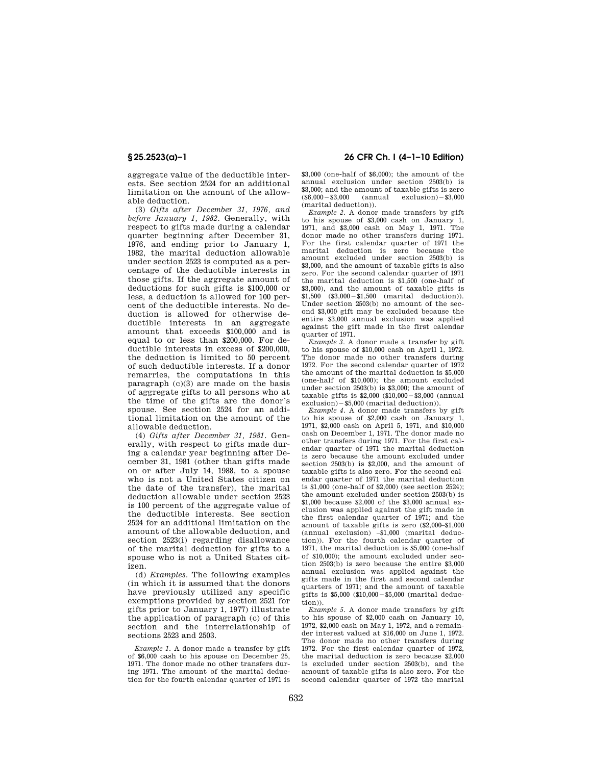aggregate value of the deductible interests. See section 2524 for an additional limitation on the amount of the allowable deduction.

(3) *Gifts after December 31, 1976, and before January 1, 1982.* Generally, with respect to gifts made during a calendar quarter beginning after December 31, 1976, and ending prior to January 1, 1982, the marital deduction allowable under section 2523 is computed as a percentage of the deductible interests in those gifts. If the aggregate amount of deductions for such gifts is $100,000 or less, a deduction is allowed for 100 percent of the deductible interests. No deduction is allowed for otherwise deductible interests in an aggregate amount that exceeds $100,000 and is equal to or less than $200,000. For deductible interests in excess of $200,000, the deduction is limited to 50 percent of such deductible interests. If a donor remarries, the computations in this paragraph (c)(3) are made on the basis of aggregate gifts to all persons who at the time of the gifts are the donor's spouse. See section 2524 for an additional limitation on the amount of the allowable deduction.

(4) *Gifts after December 31, 1981.* Generally, with respect to gifts made during a calendar year beginning after December 31, 1981 (other than gifts made on or after July 14, 1988, to a spouse who is not a United States citizen on the date of the transfer), the marital deduction allowable under section 2523 is 100 percent of the aggregate value of the deductible interests. See section 2524 for an additional limitation on the amount of the allowable deduction, and section 2523(i) regarding disallowance of the marital deduction for gifts to a spouse who is not a United States citizen.

(d) *Examples.* The following examples (in which it is assumed that the donors have previously utilized any specific exemptions provided by section 2521 for gifts prior to January 1, 1977) illustrate the application of paragraph (c) of this section and the interrelationship of sections 2523 and 2503.

*Example 1.* A donor made a transfer by gift of $6,000 cash to his spouse on December 25, 1971. The donor made no other transfers during 1971. The amount of the marital deduction for the fourth calendar quarter of 1971 is $3,000 (one-half of $6,000); the amount of the annual exclusion under section 2503(b) is $3,000; and the amount of taxable gifts is zero ($6,000 − $3,000 (annual exclusion) − $3,000 (marital deduction)).

*Example 2.* A donor made transfers by gift to his spouse of $3,000 cash on January 1, 1971, and $3,000 cash on May 1, 1971. The donor made no other transfers during 1971. For the first calendar quarter of 1971 the marital deduction is zero because the amount excluded under section 2503(b) is $3,000, and the amount of taxable gifts is also zero. For the second calendar quarter of 1971 the marital deduction is $1,500 (one-half of $3,000), and the amount of taxable gifts is $1,500 ($3,000 − $1,500 (marital deduction)). Under section 2503(b) no amount of the second $3,000 gift may be excluded because the entire $3,000 annual exclusion was applied against the gift made in the first calendar quarter of 1971.

*Example 3.* A donor made a transfer by gift to his spouse of $10,000 cash on April 1, 1972. The donor made no other transfers during 1972. For the second calendar quarter of 1972 the amount of the marital deduction is $5,000 (one-half of $10,000); the amount excluded under section 2503(b) is $3,000; the amount of taxable gifts is $2,000 ($10,000 − $3,000 (annual exclusion) − $5,000 (marital deduction)).

*Example 4.* A donor made transfers by gift to his spouse of $2,000 cash on January 1, 1971, $2,000 cash on April 5, 1971, and $10,000 cash on December 1, 1971. The donor made no other transfers during 1971. For the first calendar quarter of 1971 the marital deduction is zero because the amount excluded under section 2503(b) is $2,000, and the amount of taxable gifts is also zero. For the second calendar quarter of 1971 the marital deduction is $1,000 (one-half of $2,000) (see section 2524); the amount excluded under section 2503(b) is $1,000 because $2,000 of the $3,000 annual exclusion was applied against the gift made in the first calendar quarter of 1971; and the amount of taxable gifts is zero ($2,000–$1,000 (annual exclusion) –$1,000 (marital deduction)). For the fourth calendar quarter of 1971, the marital deduction is $5,000 (one-half of $10,000); the amount excluded under section 2503(b) is zero because the entire $3,000 annual exclusion was applied against the gifts made in the first and second calendar quarters of 1971; and the amount of taxable gifts is $5,000 ($10,000 − $5,000 (marital deduction)).

*Example 5.* A donor made transfers by gift to his spouse of $2,000 cash on January 10, 1972, $2,000 cash on May 1, 1972, and a remainder interest valued at $16,000 on June 1, 1972. The donor made no other transfers during 1972. For the first calendar quarter of 1972, the marital deduction is zero because $2,000 is excluded under section 2503(b), and the amount of taxable gifts is also zero. For the second calendar quarter of 1972 the marital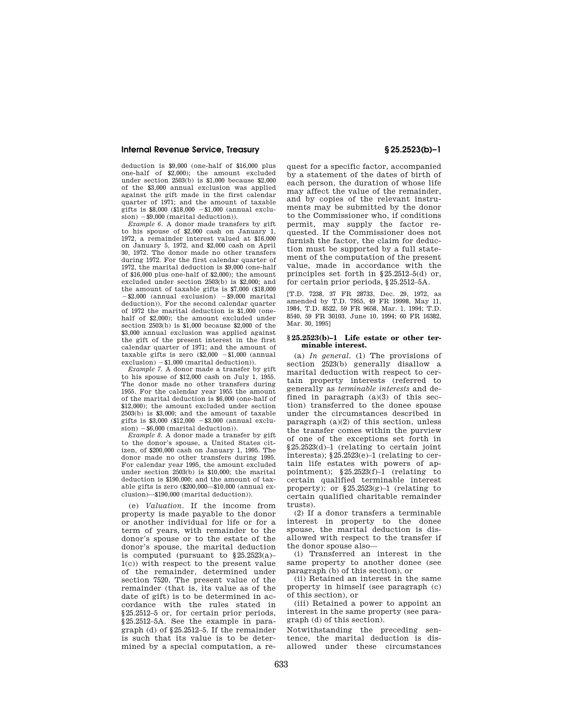deduction is $9,000 (one-half of $16,000 plus one-half of $2,000); the amount excluded under section 2503(b) is $1,000 because $2,000 of the $3,000 annual exclusion was applied against the gift made in the first calendar quarter of 1971; and the amount of taxable gifts is $8,000 ($18,000 −$1,000 (annual exclusion) −$9,000 (marital deduction)).

*Example 6.* A donor made transfers by gift to his spouse of $2,000 cash on January 1, 1972, a remainder interest valued at $16,000 on January 5, 1972, and $2,000 cash on April 30, 1972. The donor made no other transfers during 1972. For the first calendar quarter of 1972, the marital deduction is $9,000 (one-half of $16,000 plus one-half of $2,000); the amount excluded under section 2503(b) is $2,000; and the amount of taxable gifts is $7,000 ($18,000 −$2,000 (annual exclusion) −$9,000 marital deduction)). For the second calendar quarter of 1972 the marital deduction is $1,000 (one-half of $2,000); the amount excluded under section 2503(b) is $1,000 because $2,000 of the $3,000 annual exclusion was applied against the gift of the present interest in the first calendar quarter of 1971; and the amount of taxable gifts is zero ($2,000 −$1,000 (annual exclusion) −$1,000 (marital deduction)).

*Example 7.* A donor made a transfer by gift to his spouse of $12,000 cash on July 1, 1955. The donor made no other transfers during 1955. For the calendar year 1955 the amount of the marital deduction is $6,000 (one-half of $12,000); the amount excluded under section 2503(b) is $3,000; and the amount of taxable gifts is $3,000 ($12,000 −$3,000 (annual exclusion) −$6,000 (marital deduction)).

*Example 8.* A donor made a transfer by gift to the donor's spouse, a United States citizen, of $200,000 cash on January 1, 1995. The donor made no other transfers during 1995. For calendar year 1995, the amount excluded under section 2503(b) is $10,000; the marital deduction is $190,000; and the amount of taxable gifts is zero ($200,000—$10,000 (annual exclusion)—$190,000 (marital deduction)).

(e) *Valuation.* If the income from property is made payable to the donor or another individual for life or for a term of years, with remainder to the donor's spouse or to the estate of the donor's spouse, the marital deduction is computed (pursuant to §25.2523(a)–1(c)) with respect to the present value of the remainder, determined under section 7520. The present value of the remainder (that is, its value as of the date of gift) is to be determined in accordance with the rules stated in §25.2512–5 or, for certain prior periods, §25.2512–5A. See the example in paragraph (d) of §25.2512–5. If the remainder is such that its value is to be determined by a special computation, a request for a specific factor, accompanied by a statement of the dates of birth of each person, the duration of whose life may affect the value of the remainder, and by copies of the relevant instruments may be submitted by the donor to the Commissioner who, if conditions permit, may supply the factor requested. If the Commissioner does not furnish the factor, the claim for deduction must be supported by a full statement of the computation of the present value, made in accordance with the principles set forth in §25.2512–5(d) or, for certain prior periods, §25.2512–5A.

[T.D. 7238, 37 FR 28733, Dec. 29, 1972, as amended by T.D. 7955, 49 FR 19998, May 11, 1984, T.D. 8522, 59 FR 9658, Mar. 1, 1994; T.D. 8540, 59 FR 30103, June 10, 1994; 60 FR 16382, Mar. 30, 1995]

## §25.2523(b)–1 Life estate or other terminable interest.

(a) *In general.* (1) The provisions of section 2523(b) generally disallow a marital deduction with respect to certain property interests (referred to generally as *terminable interests* and defined in paragraph (a)(3) of this section) transferred to the donee spouse under the circumstances described in paragraph (a)(2) of this section, unless the transfer comes within the purview of one of the exceptions set forth in §25.2523(d)–1 (relating to certain joint interests); §25.2523(e)–1 (relating to certain life estates with powers of appointment); §25.2523(f)–1 (relating to certain qualified terminable interest property); or §25.2523(g)–1 (relating to certain qualified charitable remainder trusts).

(2) If a donor transfers a terminable interest in property to the donee spouse, the marital deduction is disallowed with respect to the transfer if the donor spouse also—

(i) Transferred an interest in the same property to another donee (see paragraph (b) of this section), or

(ii) Retained an interest in the same property in himself (see paragraph (c) of this section), or

(iii) Retained a power to appoint an interest in the same property (see paragraph (d) of this section).

Notwithstanding the preceding sentence, the marital deduction is disallowed under these circumstances